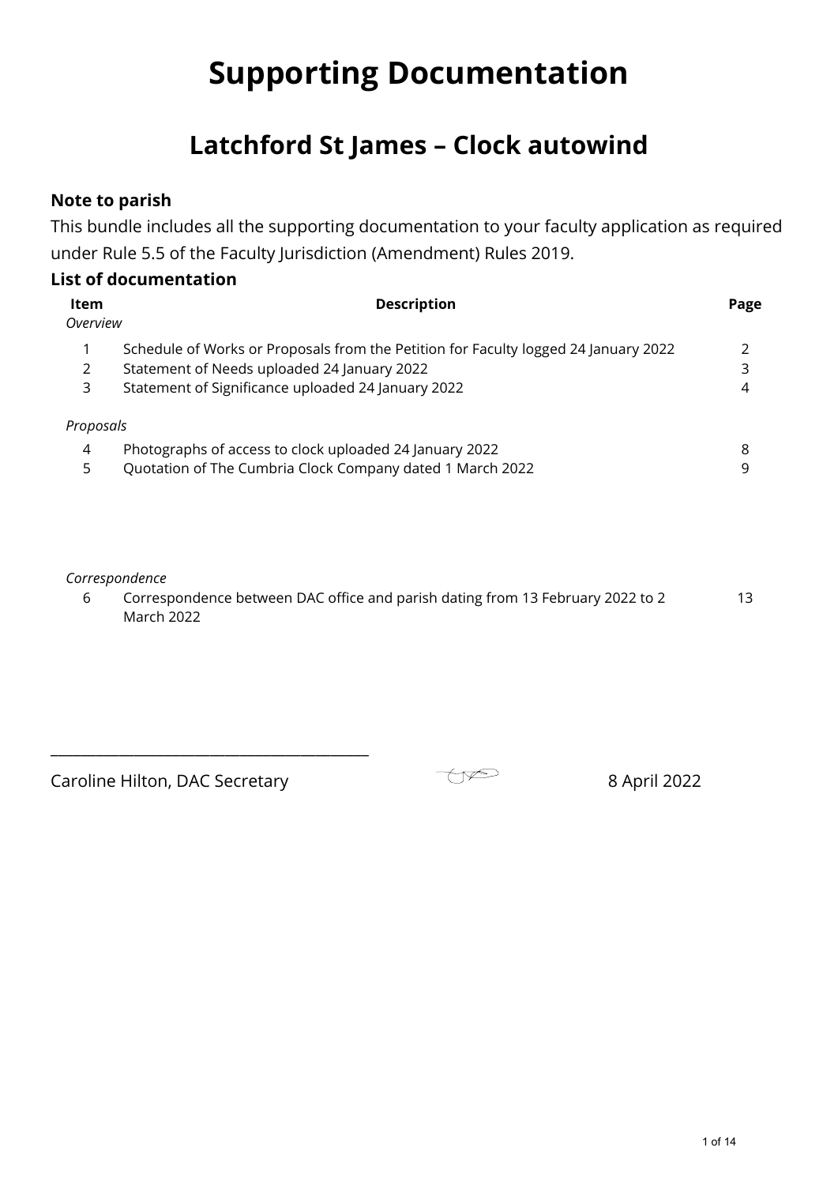# Supporting Documentation

## Latchford St James – Clock autowind

### Note to parish

This bundle includes all the supporting documentation to your faculty application as required under Rule 5.5 of the Faculty Jurisdiction (Amendment) Rules 2019.

### List of documentation

| Item | Description | Page |
|---|---|---|
| *Overview* | | |
| 1 | Schedule of Works or Proposals from the Petition for Faculty logged 24 January 2022 | 2 |
| 2 | Statement of Needs uploaded 24 January 2022 | 3 |
| 3 | Statement of Significance uploaded 24 January 2022 | 4 |
| *Proposals* | | |
| 4 | Photographs of access to clock uploaded 24 January 2022 | 8 |
| 5 | Quotation of The Cumbria Clock Company dated 1 March 2022 | 9 |
| *Correspondence* | | |
| 6 | Correspondence between DAC office and parish dating from 13 February 2022 to 2 March 2022 | 13 |

\_\_\_\_\_\_\_\_\_\_\_\_\_\_\_\_\_\_\_\_\_\_\_\_\_\_\_\_\_\_\_\_\_\_\_\_\_\_\_\_

Caroline Hilton, DAC Secretary 8 April 2022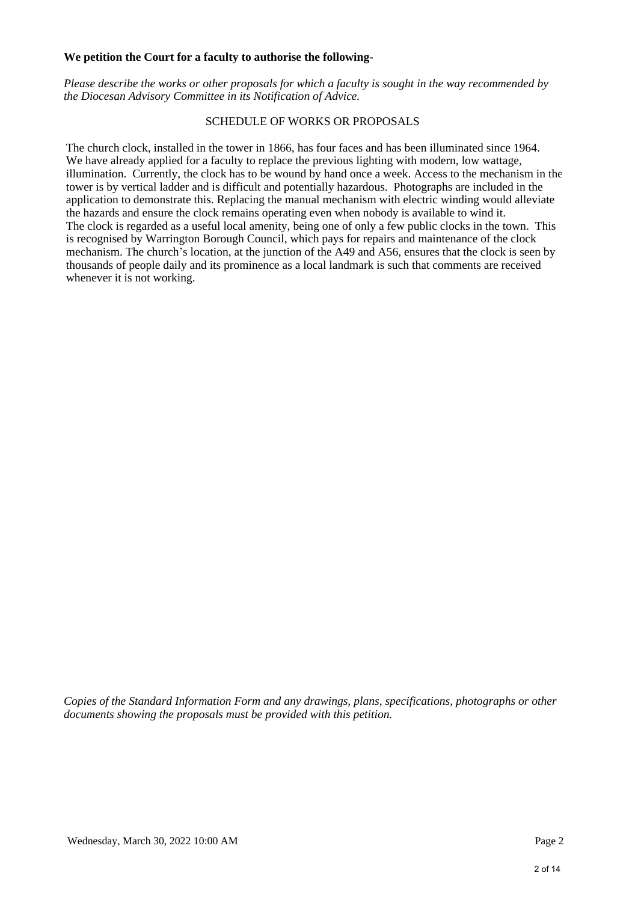**We petition the Court for a faculty to authorise the following-**

*Please describe the works or other proposals for which a faculty is sought in the way recommended by the Diocesan Advisory Committee in its Notification of Advice.*

SCHEDULE OF WORKS OR PROPOSALS

The church clock, installed in the tower in 1866, has four faces and has been illuminated since 1964. We have already applied for a faculty to replace the previous lighting with modern, low wattage, illumination. Currently, the clock has to be wound by hand once a week. Access to the mechanism in the tower is by vertical ladder and is difficult and potentially hazardous. Photographs are included in the application to demonstrate this. Replacing the manual mechanism with electric winding would alleviate the hazards and ensure the clock remains operating even when nobody is available to wind it.
The clock is regarded as a useful local amenity, being one of only a few public clocks in the town. This is recognised by Warrington Borough Council, which pays for repairs and maintenance of the clock mechanism. The church's location, at the junction of the A49 and A56, ensures that the clock is seen by thousands of people daily and its prominence as a local landmark is such that comments are received whenever it is not working.

*Copies of the Standard Information Form and any drawings, plans, specifications, photographs or other documents showing the proposals must be provided with this petition.*

Wednesday, March 30, 2022 10:00 AM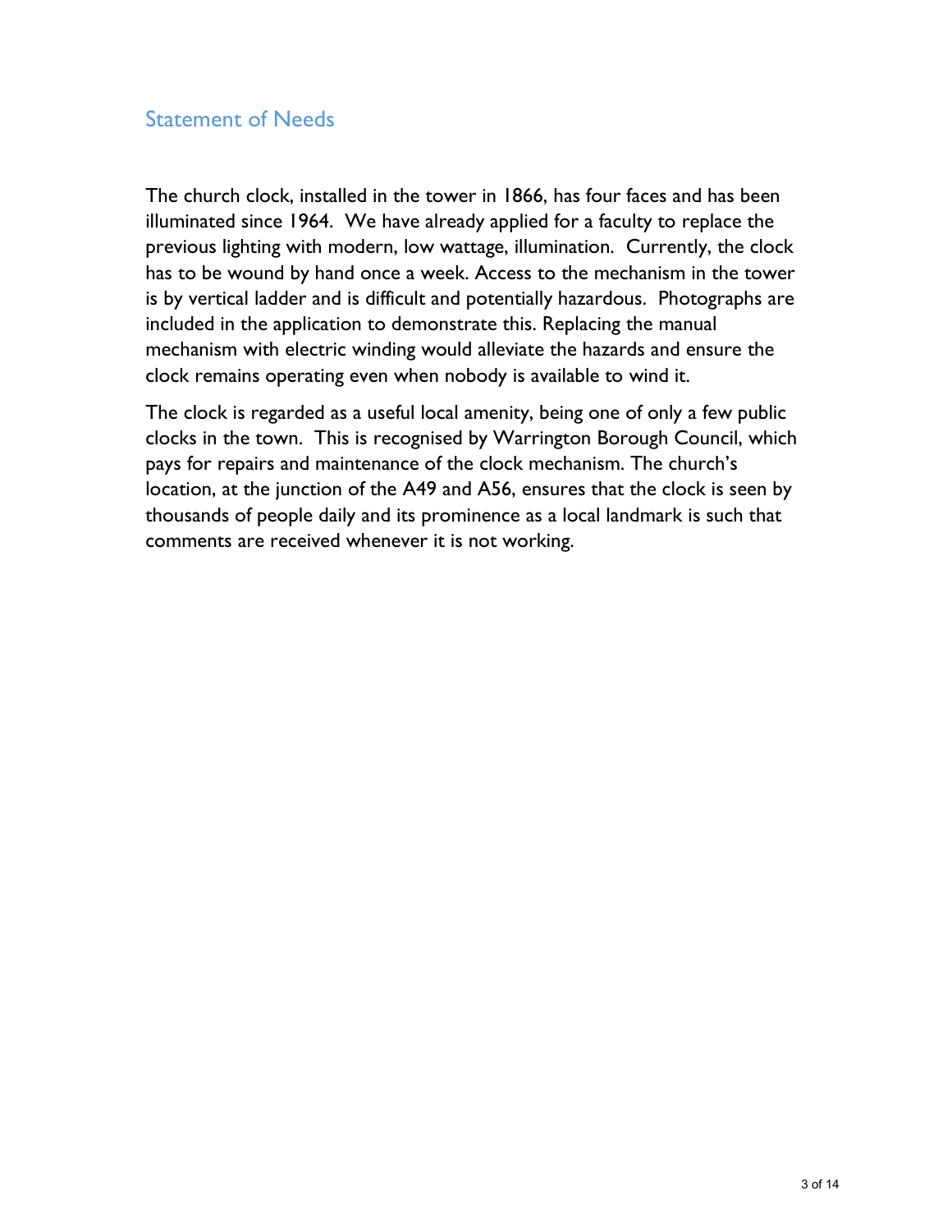## Statement of Needs

The church clock, installed in the tower in 1866, has four faces and has been illuminated since 1964. We have already applied for a faculty to replace the previous lighting with modern, low wattage, illumination. Currently, the clock has to be wound by hand once a week. Access to the mechanism in the tower is by vertical ladder and is difficult and potentially hazardous. Photographs are included in the application to demonstrate this. Replacing the manual mechanism with electric winding would alleviate the hazards and ensure the clock remains operating even when nobody is available to wind it.

The clock is regarded as a useful local amenity, being one of only a few public clocks in the town. This is recognised by Warrington Borough Council, which pays for repairs and maintenance of the clock mechanism. The church's location, at the junction of the A49 and A56, ensures that the clock is seen by thousands of people daily and its prominence as a local landmark is such that comments are received whenever it is not working.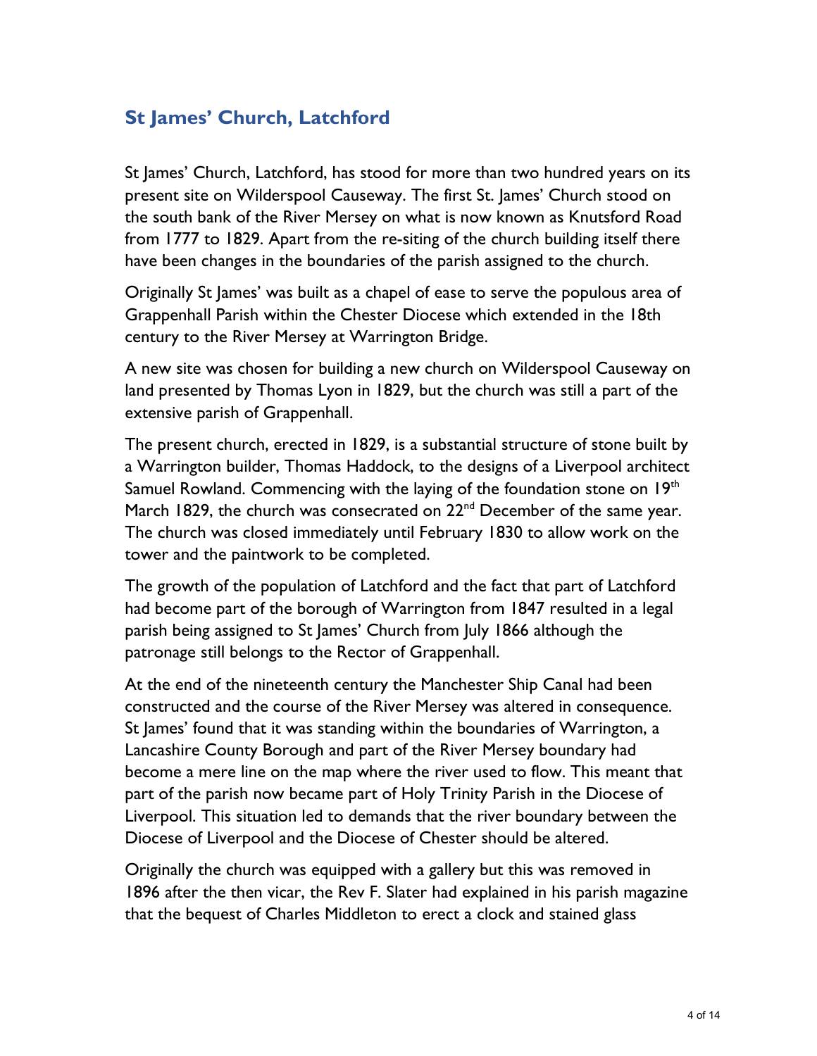## St James' Church, Latchford

St James' Church, Latchford, has stood for more than two hundred years on its present site on Wilderspool Causeway. The first St. James' Church stood on the south bank of the River Mersey on what is now known as Knutsford Road from 1777 to 1829. Apart from the re-siting of the church building itself there have been changes in the boundaries of the parish assigned to the church.

Originally St James' was built as a chapel of ease to serve the populous area of Grappenhall Parish within the Chester Diocese which extended in the 18th century to the River Mersey at Warrington Bridge.

A new site was chosen for building a new church on Wilderspool Causeway on land presented by Thomas Lyon in 1829, but the church was still a part of the extensive parish of Grappenhall.

The present church, erected in 1829, is a substantial structure of stone built by a Warrington builder, Thomas Haddock, to the designs of a Liverpool architect Samuel Rowland. Commencing with the laying of the foundation stone on 19th March 1829, the church was consecrated on 22nd December of the same year. The church was closed immediately until February 1830 to allow work on the tower and the paintwork to be completed.

The growth of the population of Latchford and the fact that part of Latchford had become part of the borough of Warrington from 1847 resulted in a legal parish being assigned to St James' Church from July 1866 although the patronage still belongs to the Rector of Grappenhall.

At the end of the nineteenth century the Manchester Ship Canal had been constructed and the course of the River Mersey was altered in consequence. St James' found that it was standing within the boundaries of Warrington, a Lancashire County Borough and part of the River Mersey boundary had become a mere line on the map where the river used to flow. This meant that part of the parish now became part of Holy Trinity Parish in the Diocese of Liverpool. This situation led to demands that the river boundary between the Diocese of Liverpool and the Diocese of Chester should be altered.

Originally the church was equipped with a gallery but this was removed in 1896 after the then vicar, the Rev F. Slater had explained in his parish magazine that the bequest of Charles Middleton to erect a clock and stained glass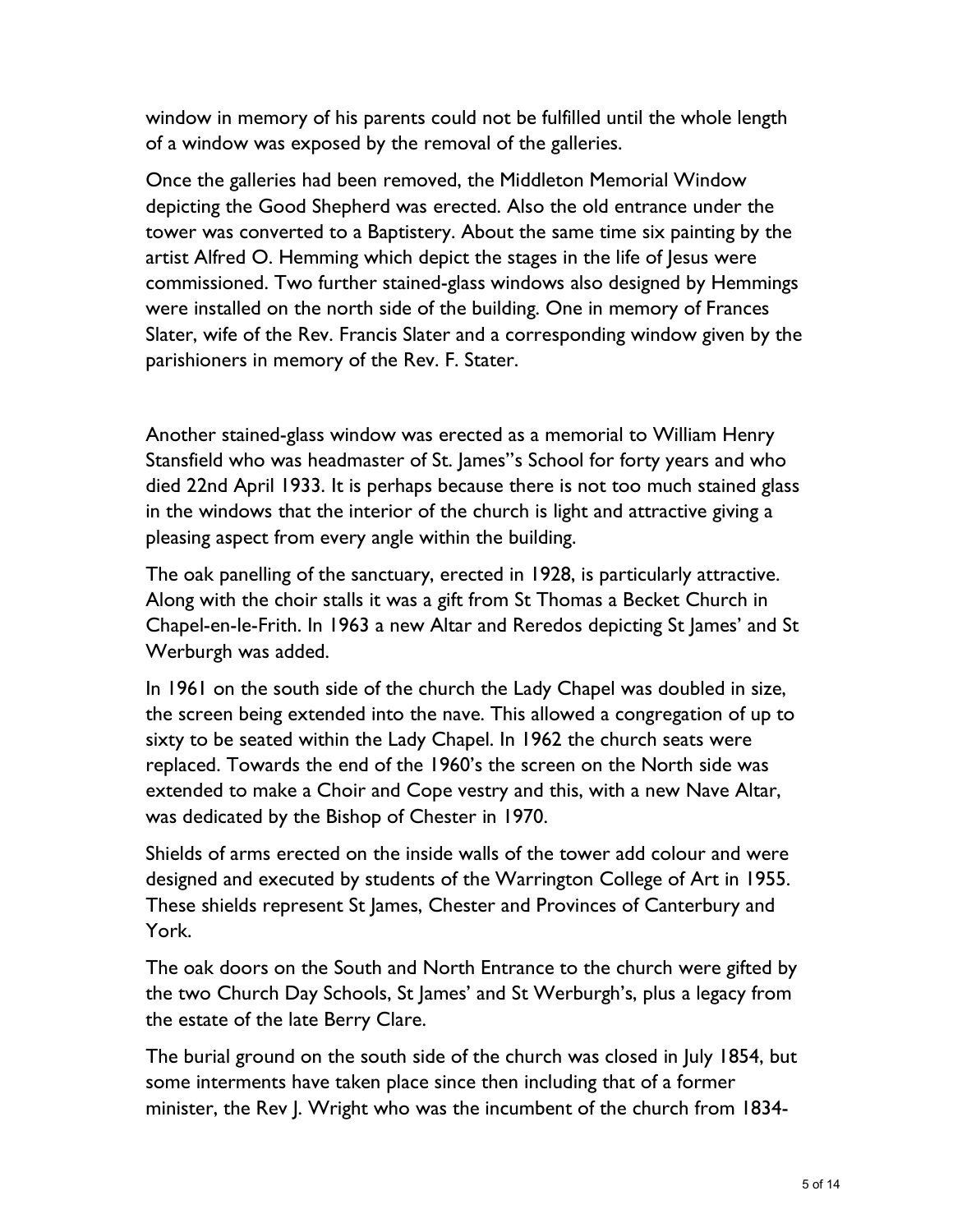window in memory of his parents could not be fulfilled until the whole length of a window was exposed by the removal of the galleries.

Once the galleries had been removed, the Middleton Memorial Window depicting the Good Shepherd was erected. Also the old entrance under the tower was converted to a Baptistery. About the same time six painting by the artist Alfred O. Hemming which depict the stages in the life of Jesus were commissioned. Two further stained-glass windows also designed by Hemmings were installed on the north side of the building. One in memory of Frances Slater, wife of the Rev. Francis Slater and a corresponding window given by the parishioners in memory of the Rev. F. Stater.

Another stained-glass window was erected as a memorial to William Henry Stansfield who was headmaster of St. James"s School for forty years and who died 22nd April 1933. It is perhaps because there is not too much stained glass in the windows that the interior of the church is light and attractive giving a pleasing aspect from every angle within the building.

The oak panelling of the sanctuary, erected in 1928, is particularly attractive. Along with the choir stalls it was a gift from St Thomas a Becket Church in Chapel-en-le-Frith. In 1963 a new Altar and Reredos depicting St James' and St Werburgh was added.

In 1961 on the south side of the church the Lady Chapel was doubled in size, the screen being extended into the nave. This allowed a congregation of up to sixty to be seated within the Lady Chapel. In 1962 the church seats were replaced. Towards the end of the 1960's the screen on the North side was extended to make a Choir and Cope vestry and this, with a new Nave Altar, was dedicated by the Bishop of Chester in 1970.

Shields of arms erected on the inside walls of the tower add colour and were designed and executed by students of the Warrington College of Art in 1955. These shields represent St James, Chester and Provinces of Canterbury and York.

The oak doors on the South and North Entrance to the church were gifted by the two Church Day Schools, St James' and St Werburgh's, plus a legacy from the estate of the late Berry Clare.

The burial ground on the south side of the church was closed in July 1854, but some interments have taken place since then including that of a former minister, the Rev J. Wright who was the incumbent of the church from 1834-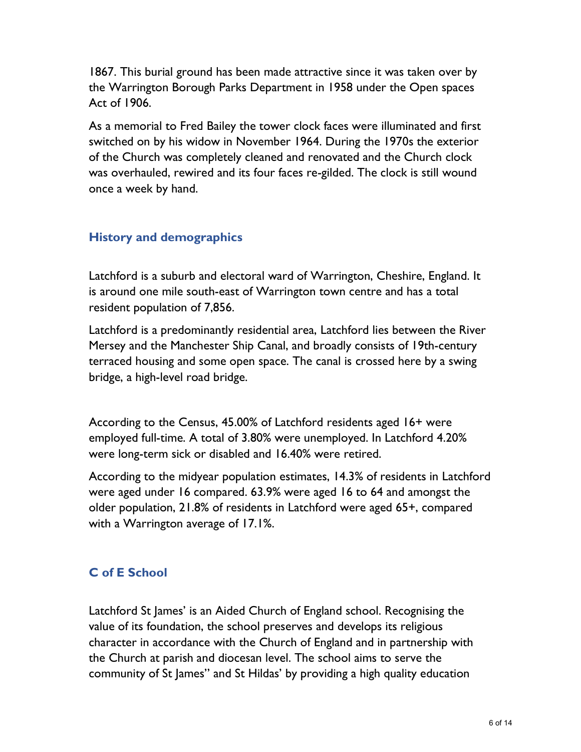1867. This burial ground has been made attractive since it was taken over by the Warrington Borough Parks Department in 1958 under the Open spaces Act of 1906.

As a memorial to Fred Bailey the tower clock faces were illuminated and first switched on by his widow in November 1964. During the 1970s the exterior of the Church was completely cleaned and renovated and the Church clock was overhauled, rewired and its four faces re-gilded. The clock is still wound once a week by hand.

## History and demographics

Latchford is a suburb and electoral ward of Warrington, Cheshire, England. It is around one mile south-east of Warrington town centre and has a total resident population of 7,856.

Latchford is a predominantly residential area, Latchford lies between the River Mersey and the Manchester Ship Canal, and broadly consists of 19th-century terraced housing and some open space. The canal is crossed here by a swing bridge, a high-level road bridge.

According to the Census, 45.00% of Latchford residents aged 16+ were employed full-time. A total of 3.80% were unemployed. In Latchford 4.20% were long-term sick or disabled and 16.40% were retired.

According to the midyear population estimates, 14.3% of residents in Latchford were aged under 16 compared. 63.9% were aged 16 to 64 and amongst the older population, 21.8% of residents in Latchford were aged 65+, compared with a Warrington average of 17.1%.

## C of E School

Latchford St James' is an Aided Church of England school. Recognising the value of its foundation, the school preserves and develops its religious character in accordance with the Church of England and in partnership with the Church at parish and diocesan level. The school aims to serve the community of St James'' and St Hildas' by providing a high quality education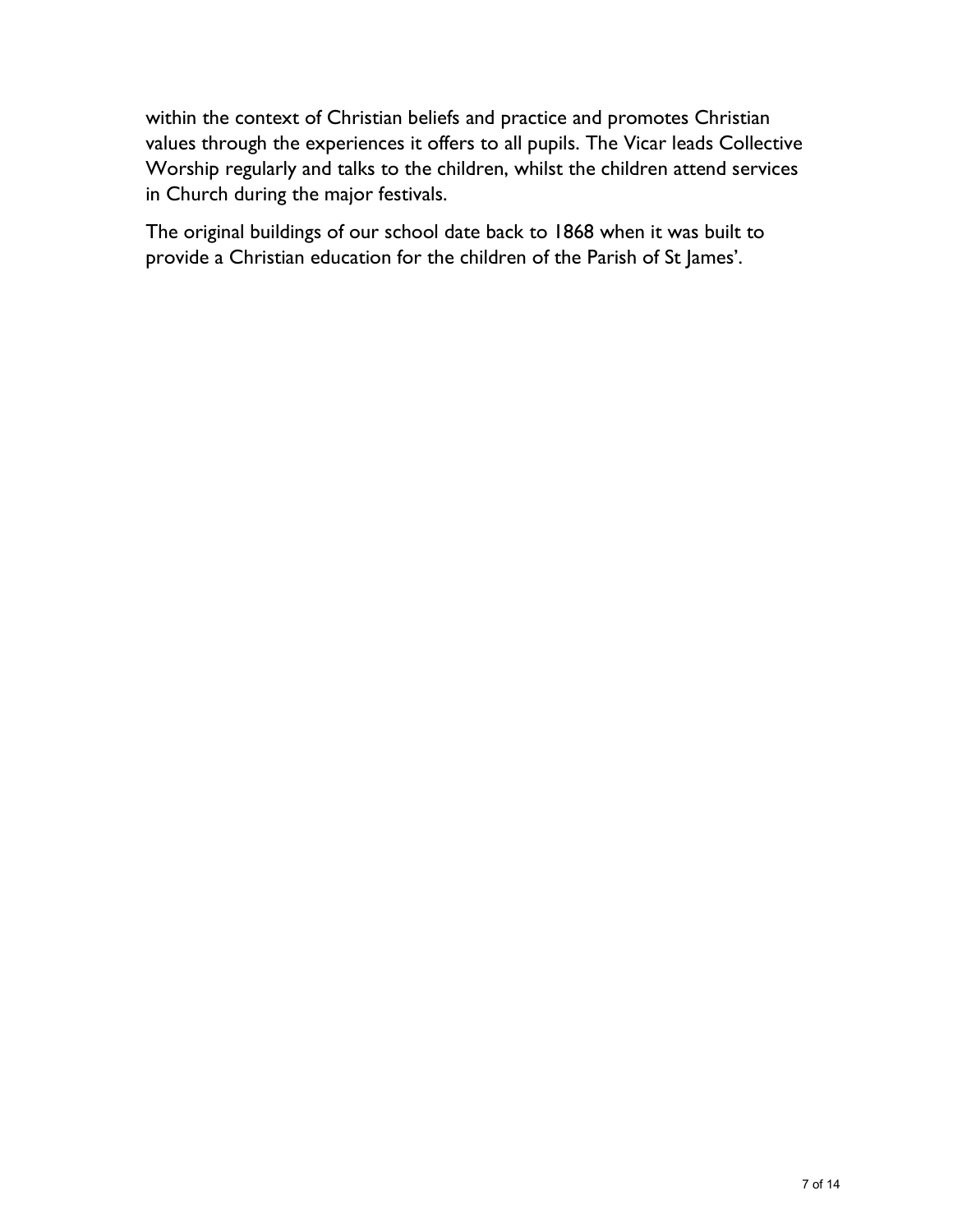within the context of Christian beliefs and practice and promotes Christian values through the experiences it offers to all pupils. The Vicar leads Collective Worship regularly and talks to the children, whilst the children attend services in Church during the major festivals.

The original buildings of our school date back to 1868 when it was built to provide a Christian education for the children of the Parish of St James'.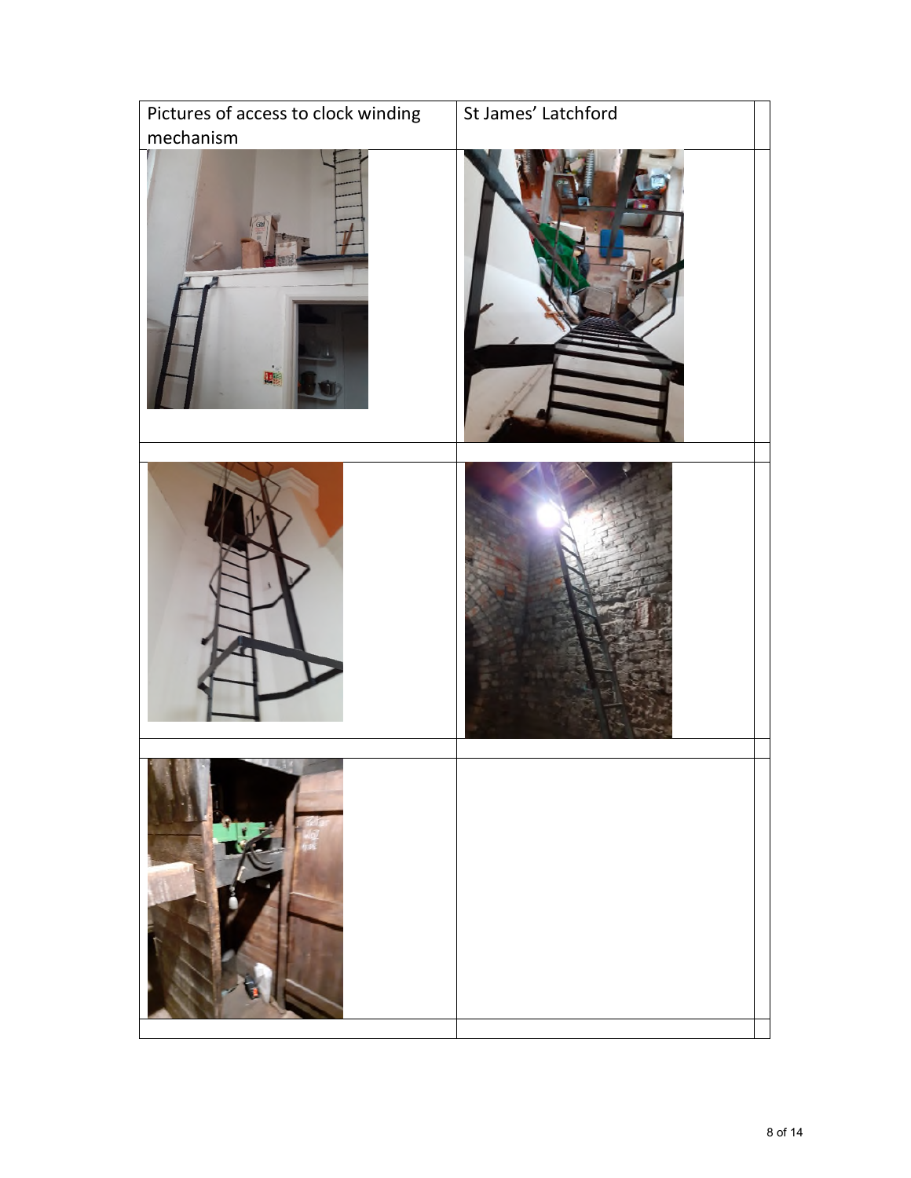| Pictures of access to clock winding mechanism | St James' Latchford | |
| --- | --- | --- |
| | | |
| | | |
| | | |
| | | |
| | | |
| | | |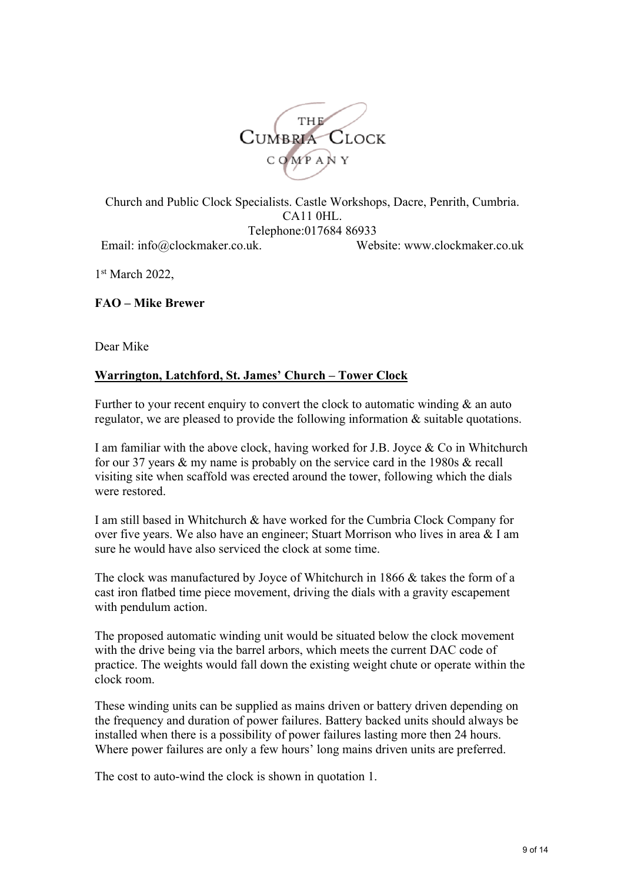THE CUMBRIA CLOCK COMPANY

Church and Public Clock Specialists. Castle Workshops, Dacre, Penrith, Cumbria. CA11 0HL.
Telephone:017684 86933
Email: info@clockmaker.co.uk. Website: www.clockmaker.co.uk

1st March 2022,

**FAO – Mike Brewer**

Dear Mike

**Warrington, Latchford, St. James' Church – Tower Clock**

Further to your recent enquiry to convert the clock to automatic winding & an auto regulator, we are pleased to provide the following information & suitable quotations.

I am familiar with the above clock, having worked for J.B. Joyce & Co in Whitchurch for our 37 years & my name is probably on the service card in the 1980s & recall visiting site when scaffold was erected around the tower, following which the dials were restored.

I am still based in Whitchurch & have worked for the Cumbria Clock Company for over five years. We also have an engineer; Stuart Morrison who lives in area & I am sure he would have also serviced the clock at some time.

The clock was manufactured by Joyce of Whitchurch in 1866 & takes the form of a cast iron flatbed time piece movement, driving the dials with a gravity escapement with pendulum action.

The proposed automatic winding unit would be situated below the clock movement with the drive being via the barrel arbors, which meets the current DAC code of practice. The weights would fall down the existing weight chute or operate within the clock room.

These winding units can be supplied as mains driven or battery driven depending on the frequency and duration of power failures. Battery backed units should always be installed when there is a possibility of power failures lasting more then 24 hours. Where power failures are only a few hours' long mains driven units are preferred.

The cost to auto-wind the clock is shown in quotation 1.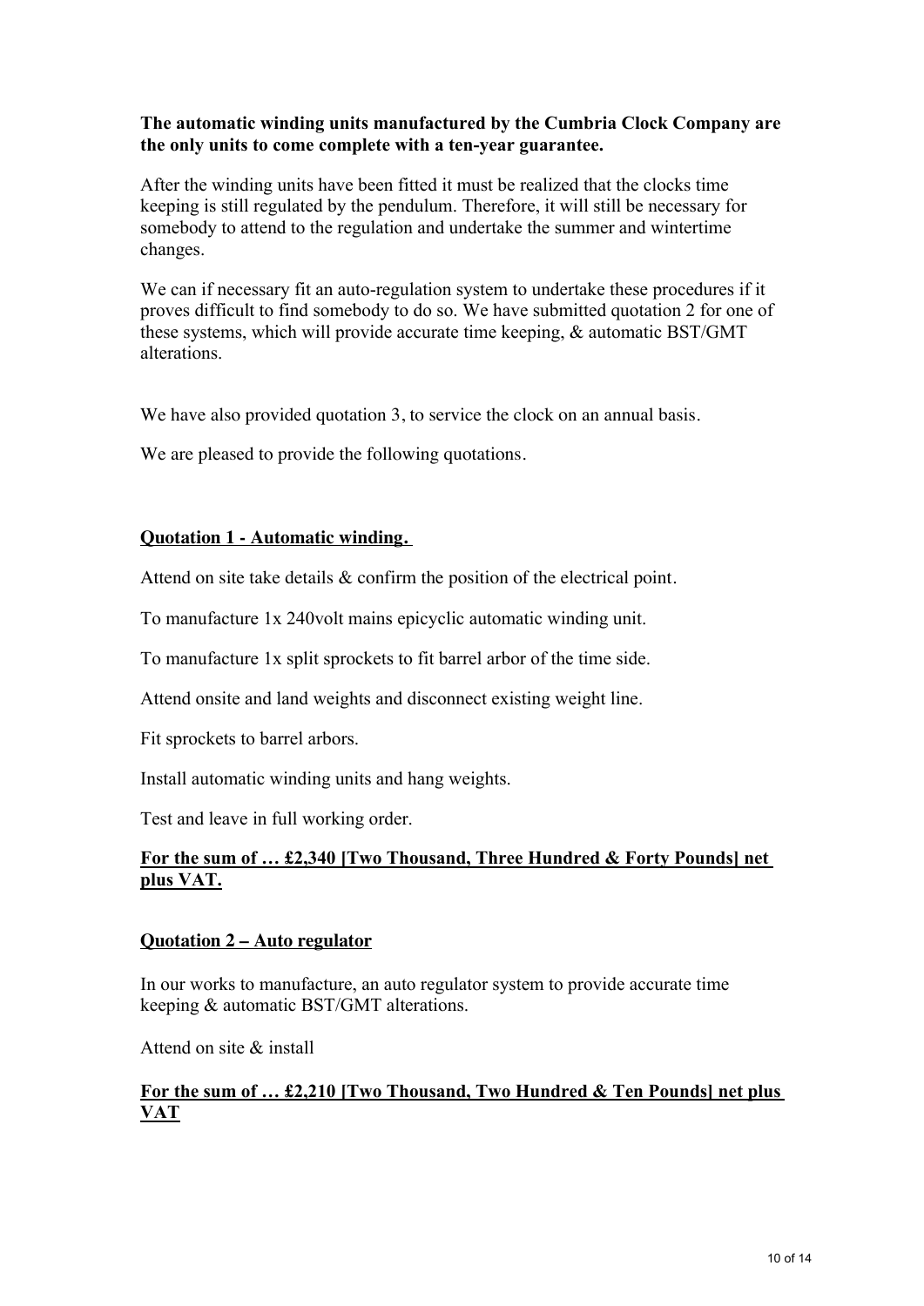**The automatic winding units manufactured by the Cumbria Clock Company are the only units to come complete with a ten-year guarantee.**

After the winding units have been fitted it must be realized that the clocks time keeping is still regulated by the pendulum. Therefore, it will still be necessary for somebody to attend to the regulation and undertake the summer and wintertime changes.

We can if necessary fit an auto-regulation system to undertake these procedures if it proves difficult to find somebody to do so. We have submitted quotation 2 for one of these systems, which will provide accurate time keeping, & automatic BST/GMT alterations.

We have also provided quotation 3, to service the clock on an annual basis.

We are pleased to provide the following quotations.

**Quotation 1 - Automatic winding.**

Attend on site take details & confirm the position of the electrical point.

To manufacture 1x 240volt mains epicyclic automatic winding unit.

To manufacture 1x split sprockets to fit barrel arbor of the time side.

Attend onsite and land weights and disconnect existing weight line.

Fit sprockets to barrel arbors.

Install automatic winding units and hang weights.

Test and leave in full working order.

**For the sum of … £2,340 [Two Thousand, Three Hundred & Forty Pounds] net plus VAT.**

**Quotation 2 – Auto regulator**

In our works to manufacture, an auto regulator system to provide accurate time keeping & automatic BST/GMT alterations.

Attend on site & install

**For the sum of … £2,210 [Two Thousand, Two Hundred & Ten Pounds] net plus VAT**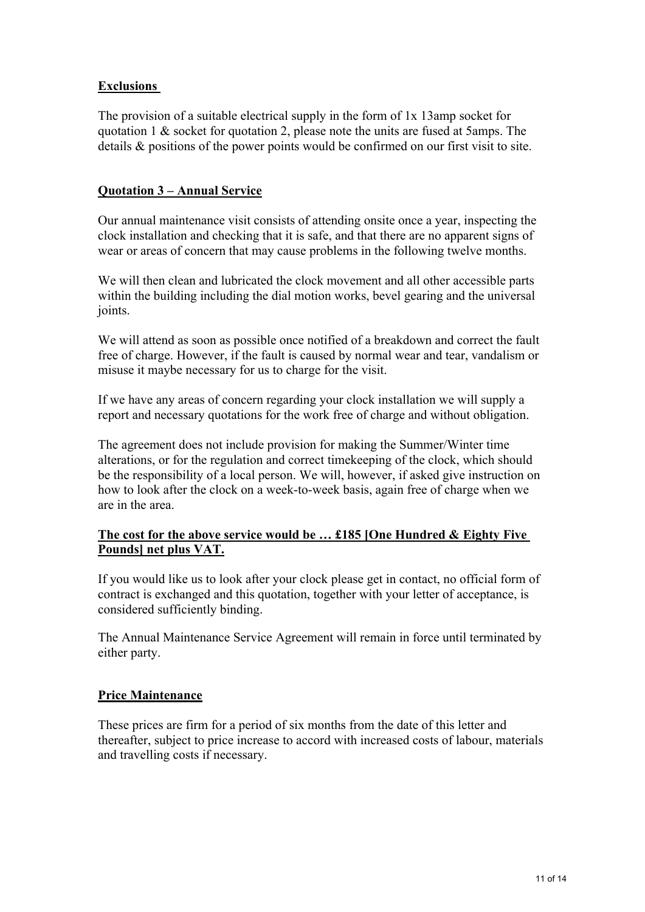**Exclusions**

The provision of a suitable electrical supply in the form of 1x 13amp socket for quotation 1 & socket for quotation 2, please note the units are fused at 5amps. The details & positions of the power points would be confirmed on our first visit to site.

**Quotation 3 – Annual Service**

Our annual maintenance visit consists of attending onsite once a year, inspecting the clock installation and checking that it is safe, and that there are no apparent signs of wear or areas of concern that may cause problems in the following twelve months.

We will then clean and lubricated the clock movement and all other accessible parts within the building including the dial motion works, bevel gearing and the universal joints.

We will attend as soon as possible once notified of a breakdown and correct the fault free of charge. However, if the fault is caused by normal wear and tear, vandalism or misuse it maybe necessary for us to charge for the visit.

If we have any areas of concern regarding your clock installation we will supply a report and necessary quotations for the work free of charge and without obligation.

The agreement does not include provision for making the Summer/Winter time alterations, or for the regulation and correct timekeeping of the clock, which should be the responsibility of a local person. We will, however, if asked give instruction on how to look after the clock on a week-to-week basis, again free of charge when we are in the area.

**The cost for the above service would be … £185 [One Hundred & Eighty Five Pounds] net plus VAT.**

If you would like us to look after your clock please get in contact, no official form of contract is exchanged and this quotation, together with your letter of acceptance, is considered sufficiently binding.

The Annual Maintenance Service Agreement will remain in force until terminated by either party.

**Price Maintenance**

These prices are firm for a period of six months from the date of this letter and thereafter, subject to price increase to accord with increased costs of labour, materials and travelling costs if necessary.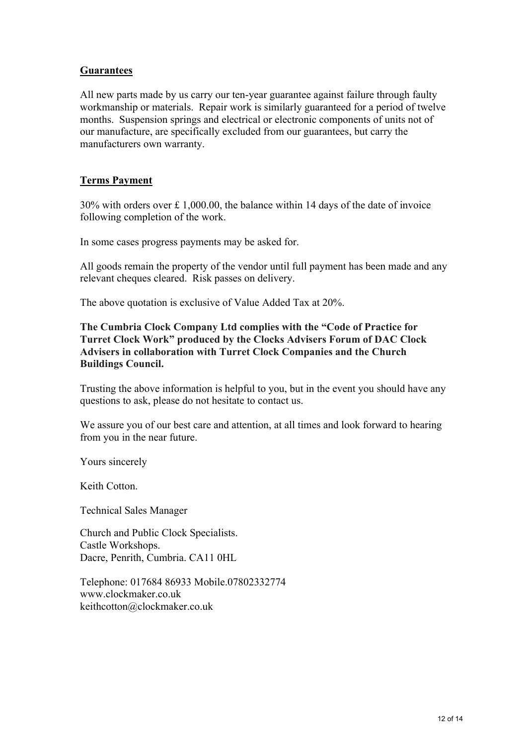## Guarantees

All new parts made by us carry our ten-year guarantee against failure through faulty workmanship or materials. Repair work is similarly guaranteed for a period of twelve months. Suspension springs and electrical or electronic components of units not of our manufacture, are specifically excluded from our guarantees, but carry the manufacturers own warranty.

## Terms Payment

30% with orders over £ 1,000.00, the balance within 14 days of the date of invoice following completion of the work.

In some cases progress payments may be asked for.

All goods remain the property of the vendor until full payment has been made and any relevant cheques cleared. Risk passes on delivery.

The above quotation is exclusive of Value Added Tax at 20%.

**The Cumbria Clock Company Ltd complies with the "Code of Practice for Turret Clock Work" produced by the Clocks Advisers Forum of DAC Clock Advisers in collaboration with Turret Clock Companies and the Church Buildings Council.**

Trusting the above information is helpful to you, but in the event you should have any questions to ask, please do not hesitate to contact us.

We assure you of our best care and attention, at all times and look forward to hearing from you in the near future.

Yours sincerely

Keith Cotton.

Technical Sales Manager

Church and Public Clock Specialists.
Castle Workshops.
Dacre, Penrith, Cumbria. CA11 0HL

Telephone: 017684 86933 Mobile.07802332774
www.clockmaker.co.uk
keithcotton@clockmaker.co.uk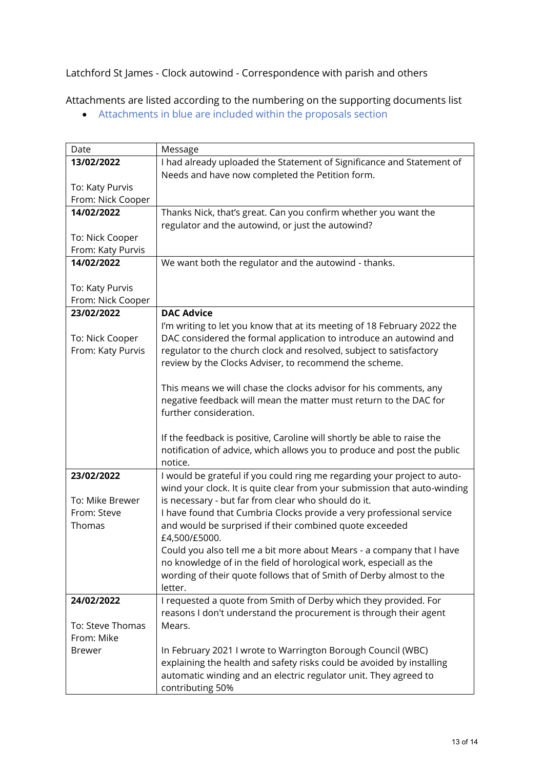Latchford St James - Clock autowind - Correspondence with parish and others

Attachments are listed according to the numbering on the supporting documents list

- Attachments in blue are included within the proposals section

| Date | Message |
|---|---|
| **13/02/2022**<br><br>To: Katy Purvis<br>From: Nick Cooper | I had already uploaded the Statement of Significance and Statement of Needs and have now completed the Petition form. |
| **14/02/2022**<br><br>To: Nick Cooper<br>From: Katy Purvis | Thanks Nick, that's great. Can you confirm whether you want the regulator and the autowind, or just the autowind? |
| **14/02/2022**<br><br>To: Katy Purvis<br>From: Nick Cooper | We want both the regulator and the autowind - thanks. |
| **23/02/2022**<br><br>To: Nick Cooper<br>From: Katy Purvis | **DAC Advice**<br>I'm writing to let you know that at its meeting of 18 February 2022 the DAC considered the formal application to introduce an autowind and regulator to the church clock and resolved, subject to satisfactory review by the Clocks Adviser, to recommend the scheme.<br><br>This means we will chase the clocks advisor for his comments, any negative feedback will mean the matter must return to the DAC for further consideration.<br><br>If the feedback is positive, Caroline will shortly be able to raise the notification of advice, which allows you to produce and post the public notice. |
| **23/02/2022**<br><br>To: Mike Brewer<br>From: Steve Thomas | I would be grateful if you could ring me regarding your project to auto-wind your clock. It is quite clear from your submission that auto-winding is necessary - but far from clear who should do it.<br>I have found that Cumbria Clocks provide a very professional service and would be surprised if their combined quote exceeded £4,500/£5000.<br>Could you also tell me a bit more about Mears - a company that I have no knowledge of in the field of horological work, especiall as the wording of their quote follows that of Smith of Derby almost to the letter. |
| **24/02/2022**<br><br>To: Steve Thomas<br>From: Mike Brewer | I requested a quote from Smith of Derby which they provided. For reasons I don't understand the procurement is through their agent Mears.<br><br>In February 2021 I wrote to Warrington Borough Council (WBC) explaining the health and safety risks could be avoided by installing automatic winding and an electric regulator unit. They agreed to contributing 50% |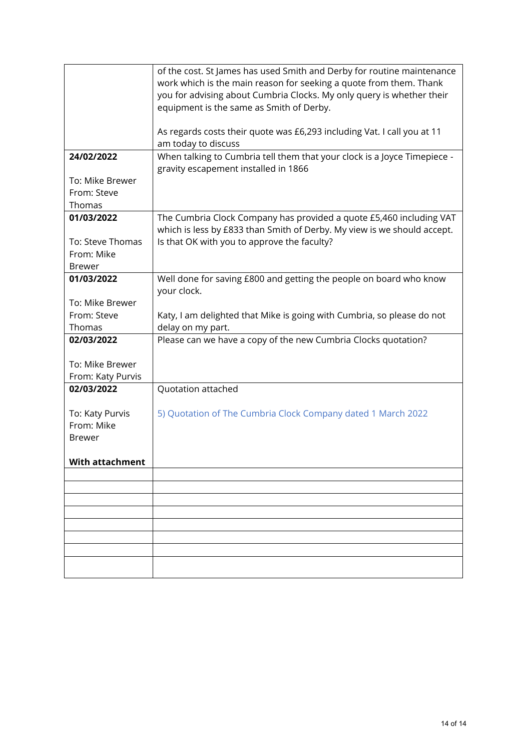| | |
|---|---|
| | of the cost. St James has used Smith and Derby for routine maintenance work which is the main reason for seeking a quote from them. Thank you for advising about Cumbria Clocks. My only query is whether their equipment is the same as Smith of Derby.<br><br>As regards costs their quote was £6,293 including Vat. I call you at 11 am today to discuss |
| **24/02/2022**<br><br>To: Mike Brewer<br>From: Steve Thomas | When talking to Cumbria tell them that your clock is a Joyce Timepiece - gravity escapement installed in 1866 |
| **01/03/2022**<br><br>To: Steve Thomas<br>From: Mike Brewer | The Cumbria Clock Company has provided a quote £5,460 including VAT which is less by £833 than Smith of Derby. My view is we should accept. Is that OK with you to approve the faculty? |
| **01/03/2022**<br><br>To: Mike Brewer<br>From: Steve Thomas | Well done for saving £800 and getting the people on board who know your clock.<br><br>Katy, I am delighted that Mike is going with Cumbria, so please do not delay on my part. |
| **02/03/2022**<br><br>To: Mike Brewer<br>From: Katy Purvis | Please can we have a copy of the new Cumbria Clocks quotation? |
| **02/03/2022**<br><br>To: Katy Purvis<br>From: Mike Brewer<br><br>**With attachment** | Quotation attached<br><br>5) Quotation of The Cumbria Clock Company dated 1 March 2022 |
| | |
| | |
| | |
| | |
| | |
| | |
| | |
| | |